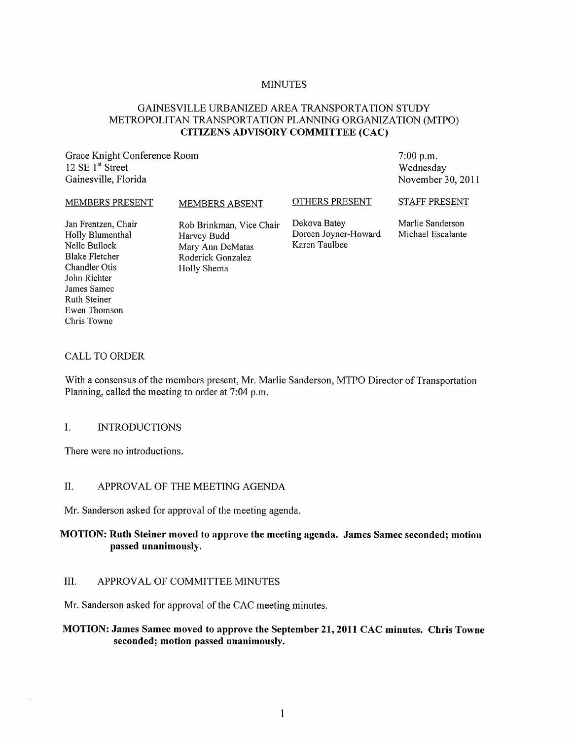MINUTES

# GAINESVILLE URBANIZED AREA TRANSPORTATION STUDY METROPOLITAN TRANSPORTATION PLANNING ORGANIZATION (MTPO) CITIZENS ADVISORY COMMITTEE (CAC)

Grace Knight Conference Room
12 SE 1st Street
Gainesville, Florida

7:00 p.m.
Wednesday
November 30, 2011

| MEMBERS PRESENT | MEMBERS ABSENT | OTHERS PRESENT | STAFF PRESENT |
|---|---|---|---|
| Jan Frentzen, Chair | Rob Brinkman, Vice Chair | Dekova Batey | Marlie Sanderson |
| Holly Blumenthal | Harvey Budd | Doreen Joyner-Howard | Michael Escalante |
| Nelle Bullock | Mary Ann DeMatas | Karen Taulbee | |
| Blake Fletcher | Roderick Gonzalez | | |
| Chandler Otis | Holly Shema | | |
| John Richter | | | |
| James Samec | | | |
| Ruth Steiner | | | |
| Ewen Thomson | | | |
| Chris Towne | | | |

## CALL TO ORDER

With a consensus of the members present, Mr. Marlie Sanderson, MTPO Director of Transportation Planning, called the meeting to order at 7:04 p.m.

## I. INTRODUCTIONS

There were no introductions.

## II. APPROVAL OF THE MEETING AGENDA

Mr. Sanderson asked for approval of the meeting agenda.

**MOTION: Ruth Steiner moved to approve the meeting agenda. James Samec seconded; motion passed unanimously.**

## III. APPROVAL OF COMMITTEE MINUTES

Mr. Sanderson asked for approval of the CAC meeting minutes.

**MOTION: James Samec moved to approve the September 21, 2011 CAC minutes. Chris Towne seconded; motion passed unanimously.**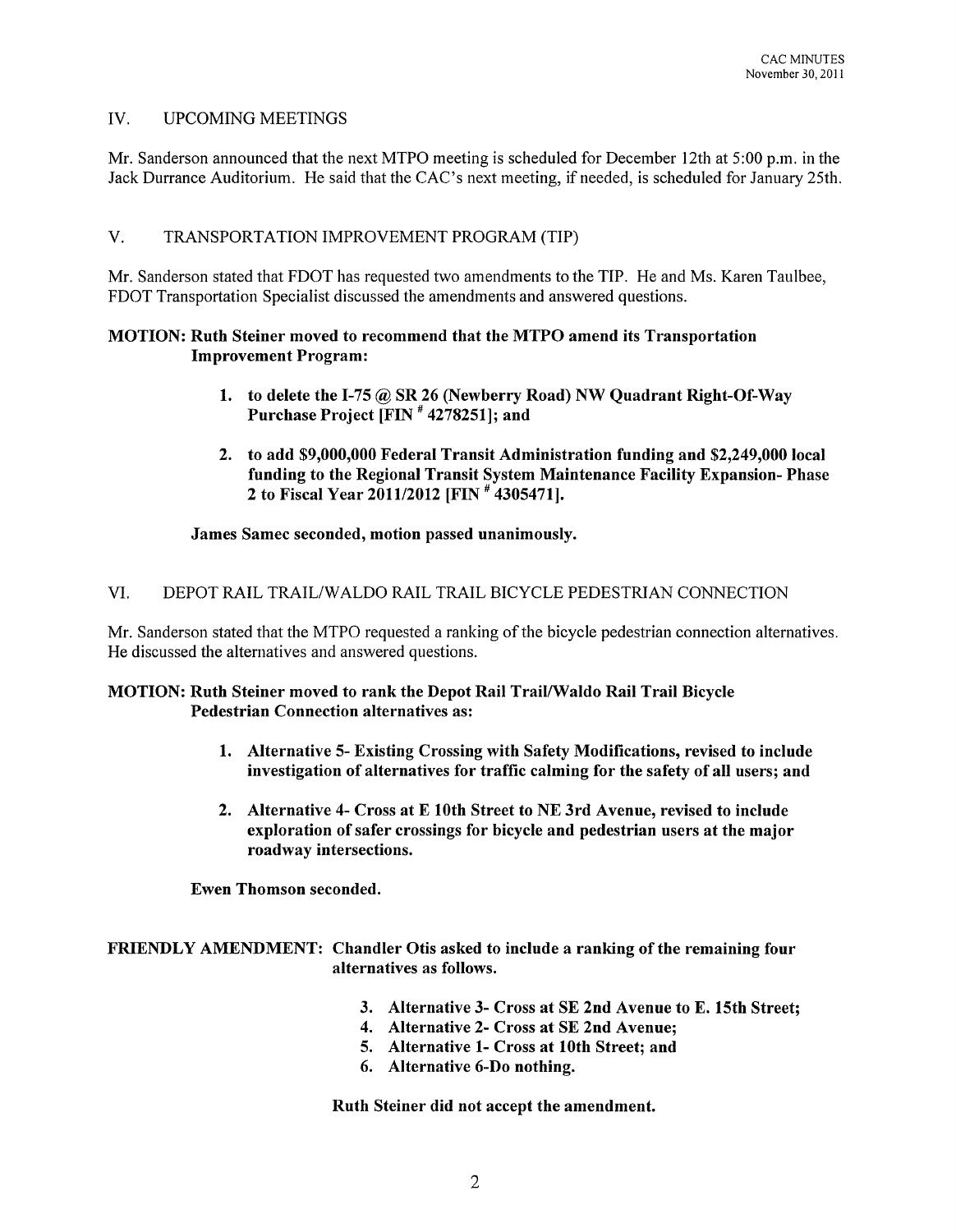## IV. UPCOMING MEETINGS

Mr. Sanderson announced that the next MTPO meeting is scheduled for December 12th at 5:00 p.m. in the Jack Durrance Auditorium. He said that the CAC's next meeting, if needed, is scheduled for January 25th.

## V. TRANSPORTATION IMPROVEMENT PROGRAM (TIP)

Mr. Sanderson stated that FDOT has requested two amendments to the TIP. He and Ms. Karen Taulbee, FDOT Transportation Specialist discussed the amendments and answered questions.

**MOTION: Ruth Steiner moved to recommend that the MTPO amend its Transportation Improvement Program:**

1. **to delete the I-75 @ SR 26 (Newberry Road) NW Quadrant Right-Of-Way Purchase Project [FIN # 4278251]; and**
2. **to add $9,000,000 Federal Transit Administration funding and $2,249,000 local funding to the Regional Transit System Maintenance Facility Expansion- Phase 2 to Fiscal Year 2011/2012 [FIN # 4305471].**

**James Samec seconded, motion passed unanimously.**

## VI. DEPOT RAIL TRAIL/WALDO RAIL TRAIL BICYCLE PEDESTRIAN CONNECTION

Mr. Sanderson stated that the MTPO requested a ranking of the bicycle pedestrian connection alternatives. He discussed the alternatives and answered questions.

**MOTION: Ruth Steiner moved to rank the Depot Rail Trail/Waldo Rail Trail Bicycle Pedestrian Connection alternatives as:**

1. **Alternative 5- Existing Crossing with Safety Modifications, revised to include investigation of alternatives for traffic calming for the safety of all users; and**
2. **Alternative 4- Cross at E 10th Street to NE 3rd Avenue, revised to include exploration of safer crossings for bicycle and pedestrian users at the major roadway intersections.**

**Ewen Thomson seconded.**

**FRIENDLY AMENDMENT: Chandler Otis asked to include a ranking of the remaining four alternatives as follows.**

3. **Alternative 3- Cross at SE 2nd Avenue to E. 15th Street;**
4. **Alternative 2- Cross at SE 2nd Avenue;**
5. **Alternative 1- Cross at 10th Street; and**
6. **Alternative 6-Do nothing.**

**Ruth Steiner did not accept the amendment.**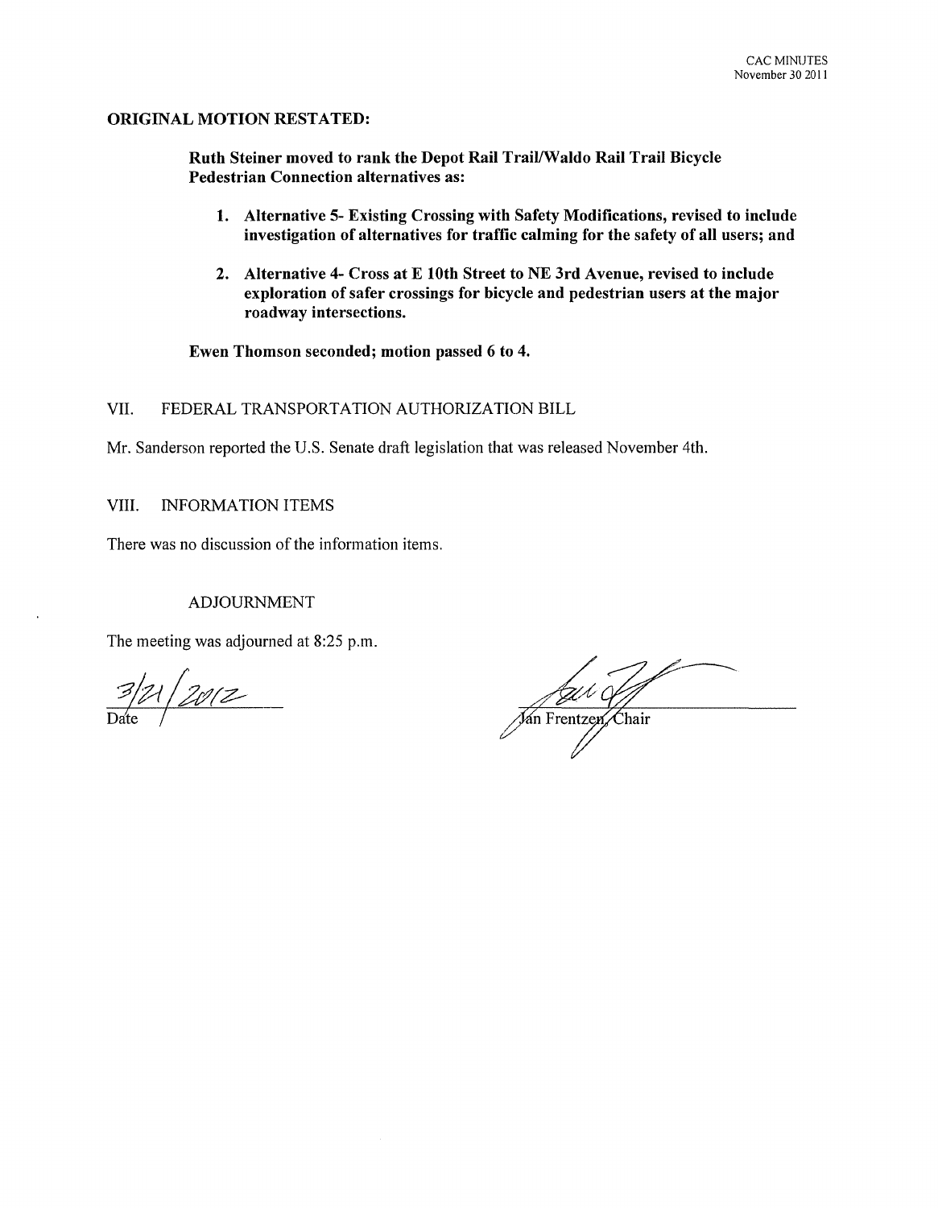**ORIGINAL MOTION RESTATED:**

**Ruth Steiner moved to rank the Depot Rail Trail/Waldo Rail Trail Bicycle Pedestrian Connection alternatives as:**

1. **Alternative 5- Existing Crossing with Safety Modifications, revised to include investigation of alternatives for traffic calming for the safety of all users; and**
2. **Alternative 4- Cross at E 10th Street to NE 3rd Avenue, revised to include exploration of safer crossings for bicycle and pedestrian users at the major roadway intersections.**

**Ewen Thomson seconded; motion passed 6 to 4.**

## VII. FEDERAL TRANSPORTATION AUTHORIZATION BILL

Mr. Sanderson reported the U.S. Senate draft legislation that was released November 4th.

## VIII. INFORMATION ITEMS

There was no discussion of the information items.

## ADJOURNMENT

The meeting was adjourned at 8:25 p.m.

3/21/2012
Date

Jan Frentzen, Chair